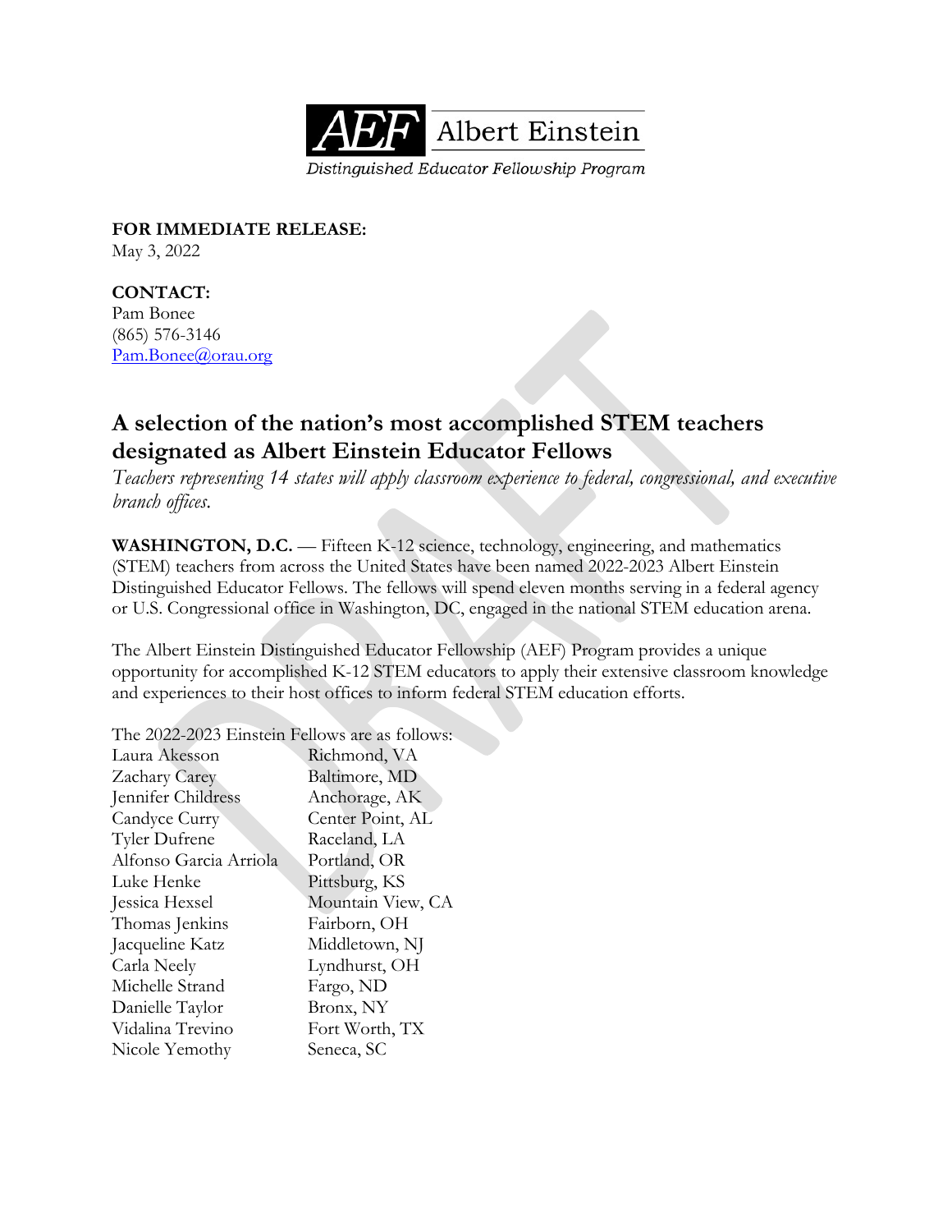AEF Albert Einstein
*Distinguished Educator Fellowship Program*

**FOR IMMEDIATE RELEASE:**
May 3, 2022

**CONTACT:**
Pam Bonee
(865) 576-3146
Pam.Bonee@orau.org

## A selection of the nation's most accomplished STEM teachers designated as Albert Einstein Educator Fellows

*Teachers representing 14 states will apply classroom experience to federal, congressional, and executive branch offices.*

**WASHINGTON, D.C.** — Fifteen K-12 science, technology, engineering, and mathematics (STEM) teachers from across the United States have been named 2022-2023 Albert Einstein Distinguished Educator Fellows. The fellows will spend eleven months serving in a federal agency or U.S. Congressional office in Washington, DC, engaged in the national STEM education arena.

The Albert Einstein Distinguished Educator Fellowship (AEF) Program provides a unique opportunity for accomplished K-12 STEM educators to apply their extensive classroom knowledge and experiences to their host offices to inform federal STEM education efforts.

The 2022-2023 Einstein Fellows are as follows:

| | |
|---|---|
| Laura Akesson | Richmond, VA |
| Zachary Carey | Baltimore, MD |
| Jennifer Childress | Anchorage, AK |
| Candyce Curry | Center Point, AL |
| Tyler Dufrene | Raceland, LA |
| Alfonso Garcia Arriola | Portland, OR |
| Luke Henke | Pittsburg, KS |
| Jessica Hexsel | Mountain View, CA |
| Thomas Jenkins | Fairborn, OH |
| Jacqueline Katz | Middletown, NJ |
| Carla Neely | Lyndhurst, OH |
| Michelle Strand | Fargo, ND |
| Danielle Taylor | Bronx, NY |
| Vidalina Trevino | Fort Worth, TX |
| Nicole Yemothy | Seneca, SC |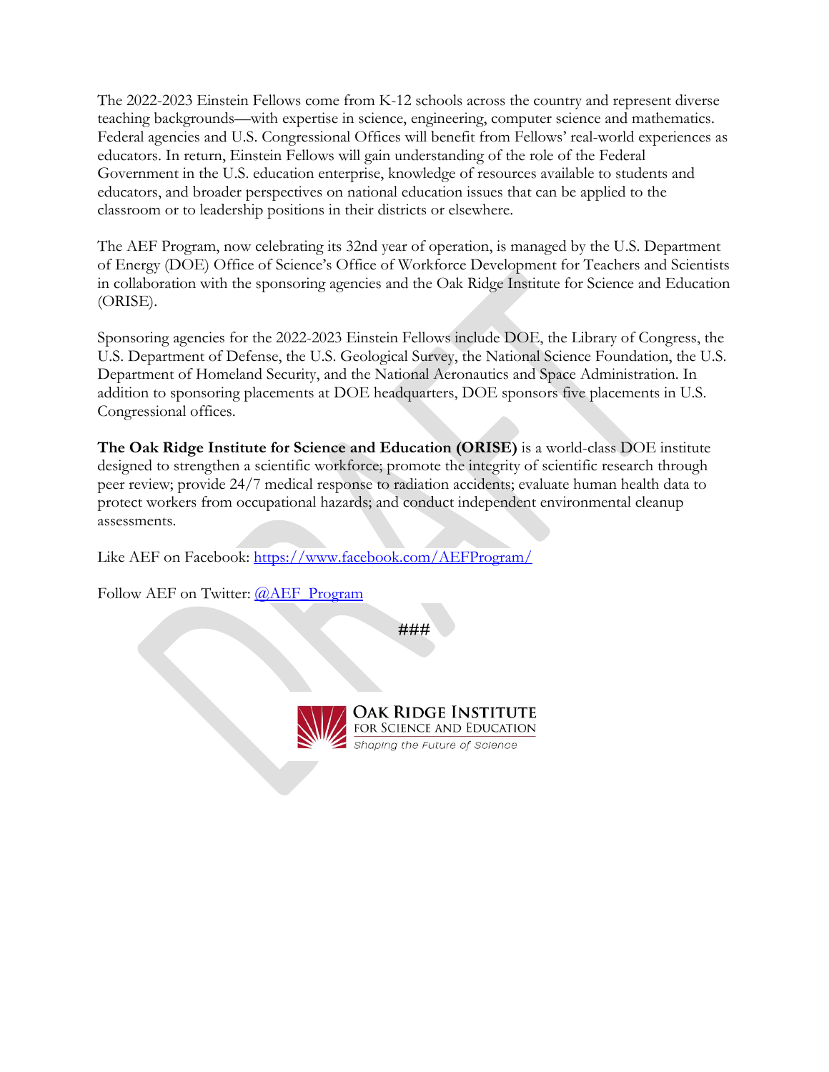The 2022-2023 Einstein Fellows come from K-12 schools across the country and represent diverse teaching backgrounds—with expertise in science, engineering, computer science and mathematics. Federal agencies and U.S. Congressional Offices will benefit from Fellows' real-world experiences as educators. In return, Einstein Fellows will gain understanding of the role of the Federal Government in the U.S. education enterprise, knowledge of resources available to students and educators, and broader perspectives on national education issues that can be applied to the classroom or to leadership positions in their districts or elsewhere.

The AEF Program, now celebrating its 32nd year of operation, is managed by the U.S. Department of Energy (DOE) Office of Science's Office of Workforce Development for Teachers and Scientists in collaboration with the sponsoring agencies and the Oak Ridge Institute for Science and Education (ORISE).

Sponsoring agencies for the 2022-2023 Einstein Fellows include DOE, the Library of Congress, the U.S. Department of Defense, the U.S. Geological Survey, the National Science Foundation, the U.S. Department of Homeland Security, and the National Aeronautics and Space Administration. In addition to sponsoring placements at DOE headquarters, DOE sponsors five placements in U.S. Congressional offices.

**The Oak Ridge Institute for Science and Education (ORISE)** is a world-class DOE institute designed to strengthen a scientific workforce; promote the integrity of scientific research through peer review; provide 24/7 medical response to radiation accidents; evaluate human health data to protect workers from occupational hazards; and conduct independent environmental cleanup assessments.

Like AEF on Facebook: https://www.facebook.com/AEFProgram/

Follow AEF on Twitter: @AEF_Program

###

OAK RIDGE INSTITUTE
FOR SCIENCE AND EDUCATION
*Shaping the Future of Science*